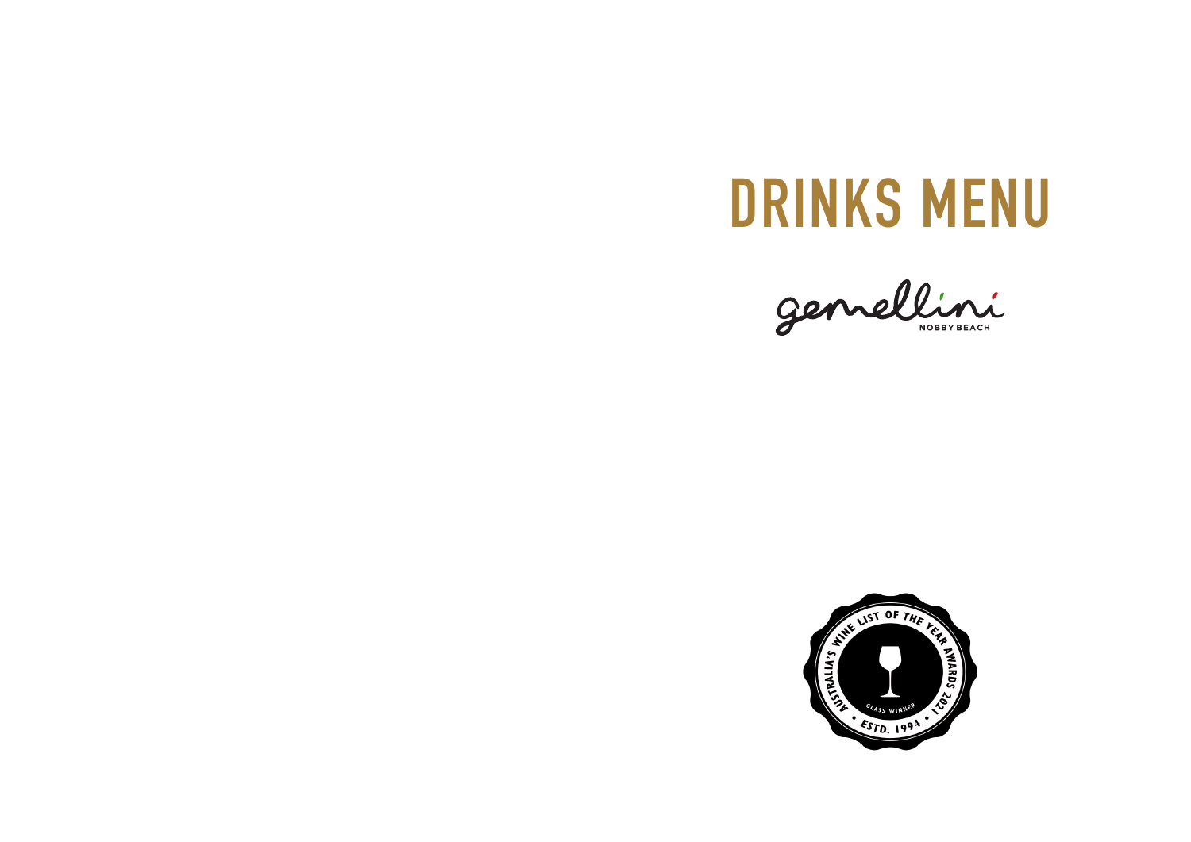# DRINKS MENU

gemellini

NOBBY BEACH

AUSTRALIA'S WINE LIST OF THE YEAR AWARDS 2021

GLASS WINNER

• ESTD. 1994 •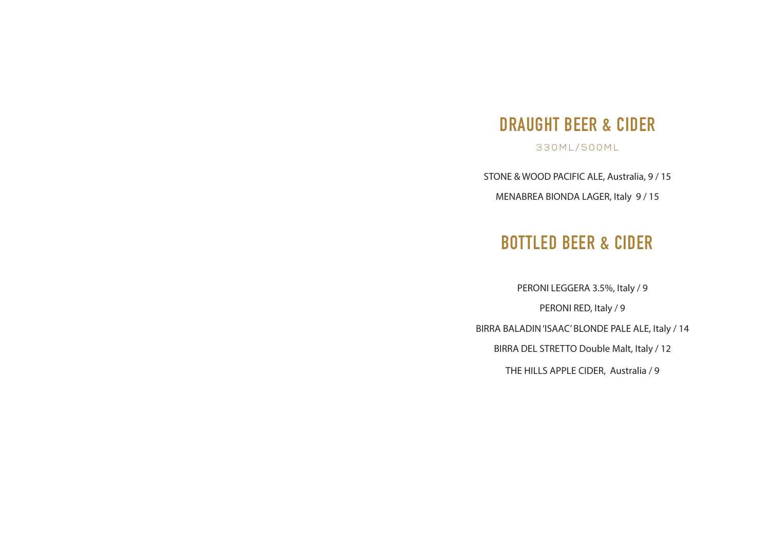## DRAUGHT BEER & CIDER

330ML/500ML

STONE & WOOD PACIFIC ALE, Australia, 9 / 15

MENABREA BIONDA LAGER, Italy 9 / 15

## BOTTLED BEER & CIDER

PERONI LEGGERA 3.5%, Italy / 9

PERONI RED, Italy / 9

BIRRA BALADIN 'ISAAC' BLONDE PALE ALE, Italy / 14

BIRRA DEL STRETTO Double Malt, Italy / 12

THE HILLS APPLE CIDER, Australia / 9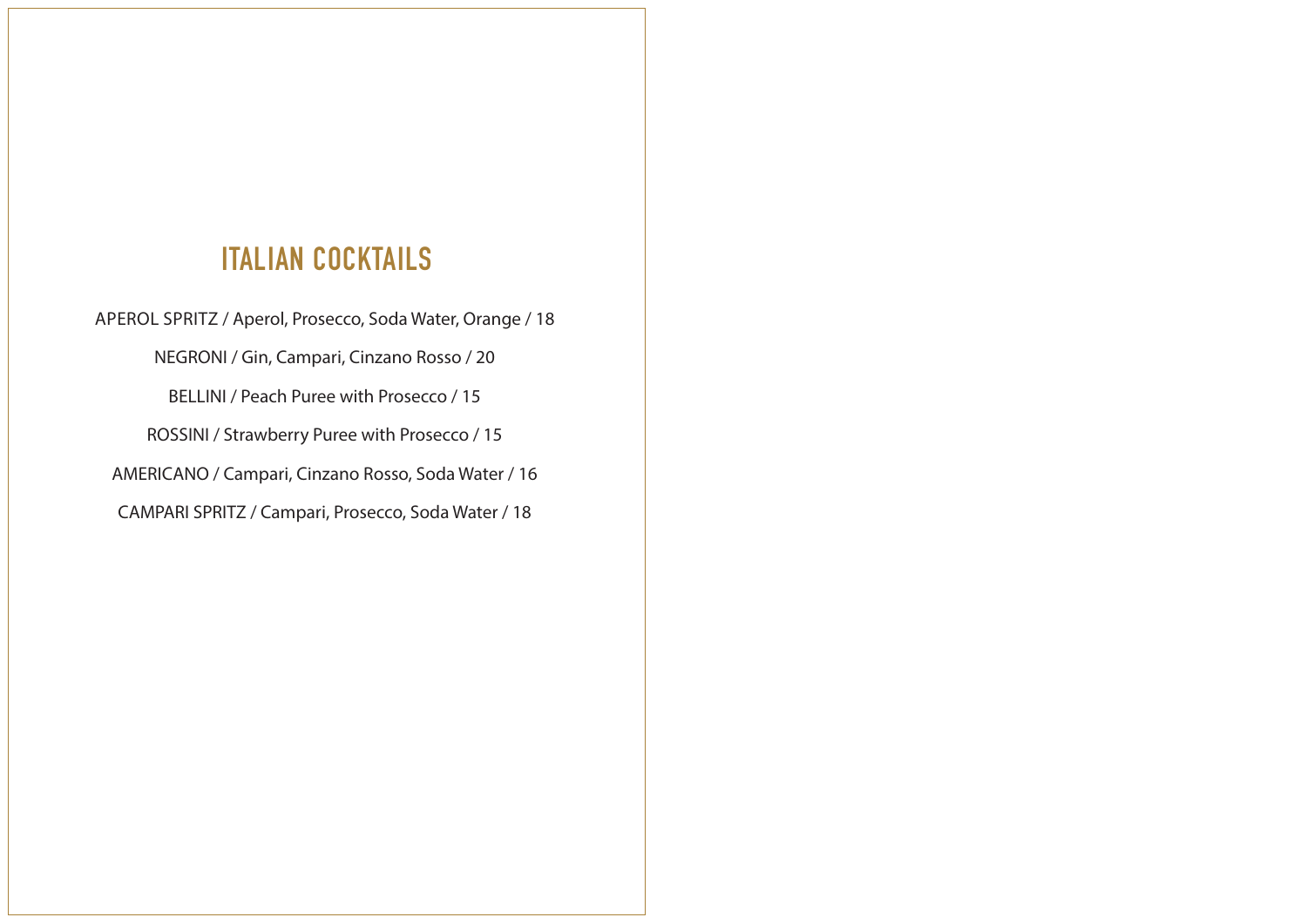## ITALIAN COCKTAILS

APEROL SPRITZ / Aperol, Prosecco, Soda Water, Orange / 18

NEGRONI / Gin, Campari, Cinzano Rosso / 20

BELLINI / Peach Puree with Prosecco / 15

ROSSINI / Strawberry Puree with Prosecco / 15

AMERICANO / Campari, Cinzano Rosso, Soda Water / 16

CAMPARI SPRITZ / Campari, Prosecco, Soda Water / 18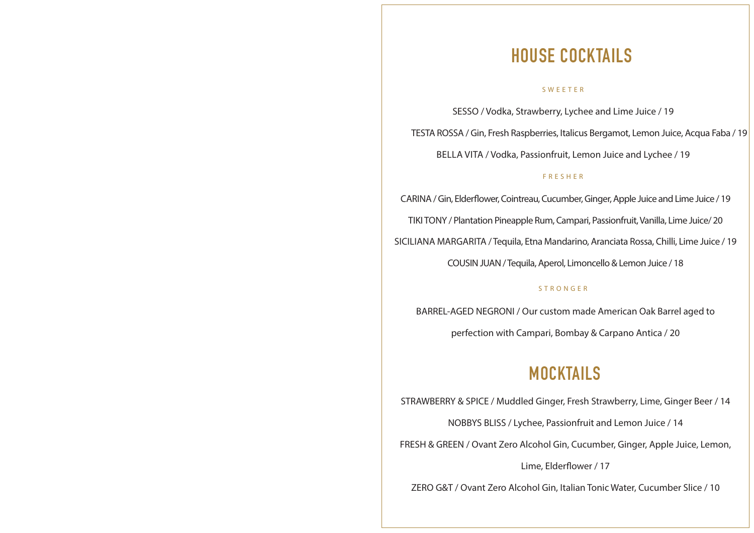# HOUSE COCKTAILS

### SWEETER

SESSO / Vodka, Strawberry, Lychee and Lime Juice / 19

TESTA ROSSA / Gin, Fresh Raspberries, Italicus Bergamot, Lemon Juice, Acqua Faba / 19

BELLA VITA / Vodka, Passionfruit, Lemon Juice and Lychee / 19

### FRESHER

CARINA / Gin, Elderflower, Cointreau, Cucumber, Ginger, Apple Juice and Lime Juice / 19

TIKI TONY / Plantation Pineapple Rum, Campari, Passionfruit, Vanilla, Lime Juice/ 20

SICILIANA MARGARITA / Tequila, Etna Mandarino, Aranciata Rossa, Chilli, Lime Juice / 19

COUSIN JUAN / Tequila, Aperol, Limoncello & Lemon Juice / 18

### STRONGER

BARREL-AGED NEGRONI / Our custom made American Oak Barrel aged to perfection with Campari, Bombay & Carpano Antica / 20

# MOCKTAILS

STRAWBERRY & SPICE / Muddled Ginger, Fresh Strawberry, Lime, Ginger Beer / 14

NOBBYS BLISS / Lychee, Passionfruit and Lemon Juice / 14

FRESH & GREEN / Ovant Zero Alcohol Gin, Cucumber, Ginger, Apple Juice, Lemon, Lime, Elderflower / 17

ZERO G&T / Ovant Zero Alcohol Gin, Italian Tonic Water, Cucumber Slice / 10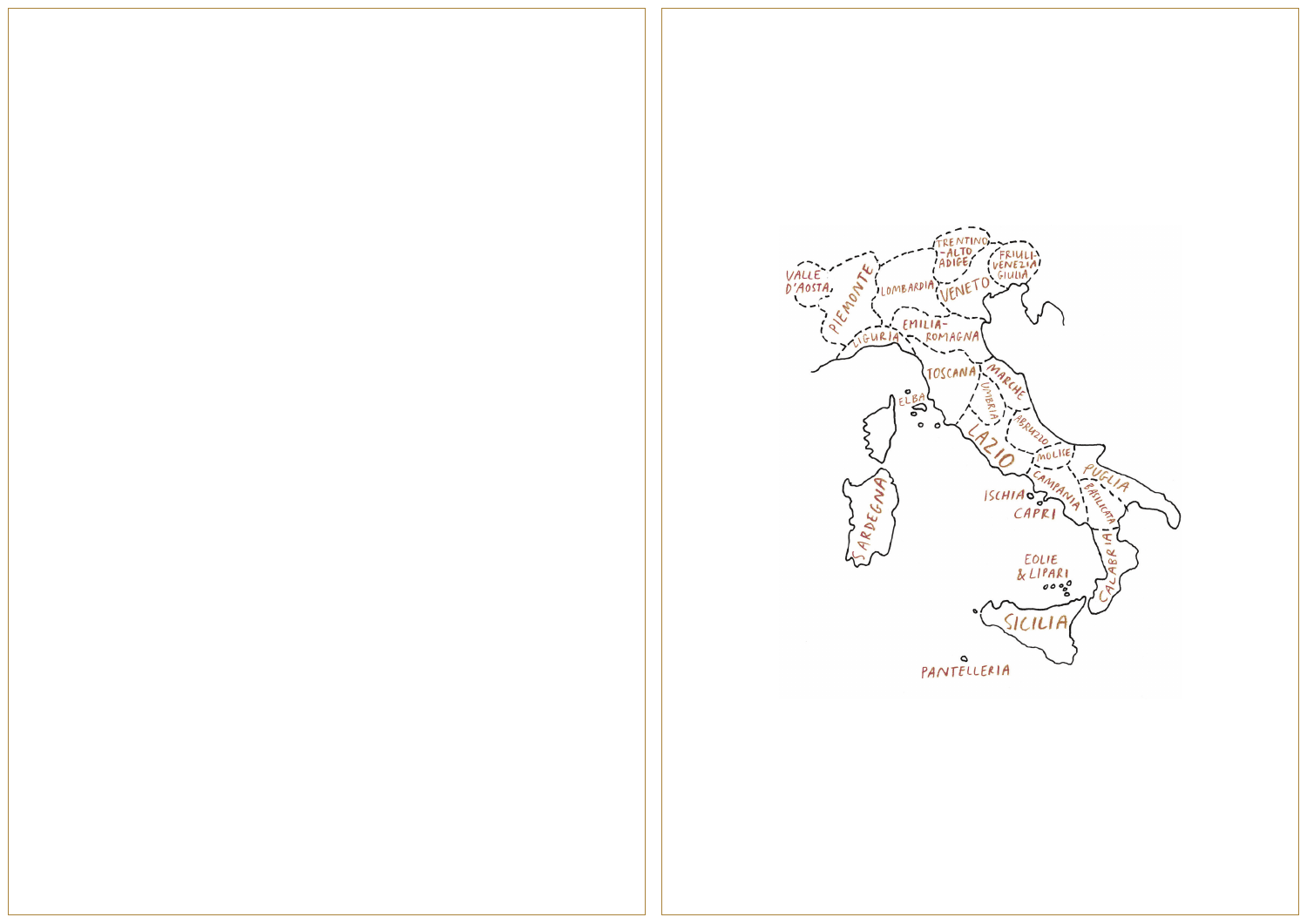VALLE D'AOSTA

PIEMONTE

LOMBARDIA

TRENTINO -ALTO ADIGE

FRIULI-VENEZIA GIULIA

VENETO

LIGURIA

EMILIA-ROMAGNA

TOSCANA

MARCHE

UMBRIA

ELBA

ABRUZZO

LAZIO

MOLISE

PUGLIA

CAMPANIA

BASILICATA

ISCHIA

CAPRI

SARDEGNA

EOLIE & LIPARI

CALABRIA

SICILIA

PANTELLERIA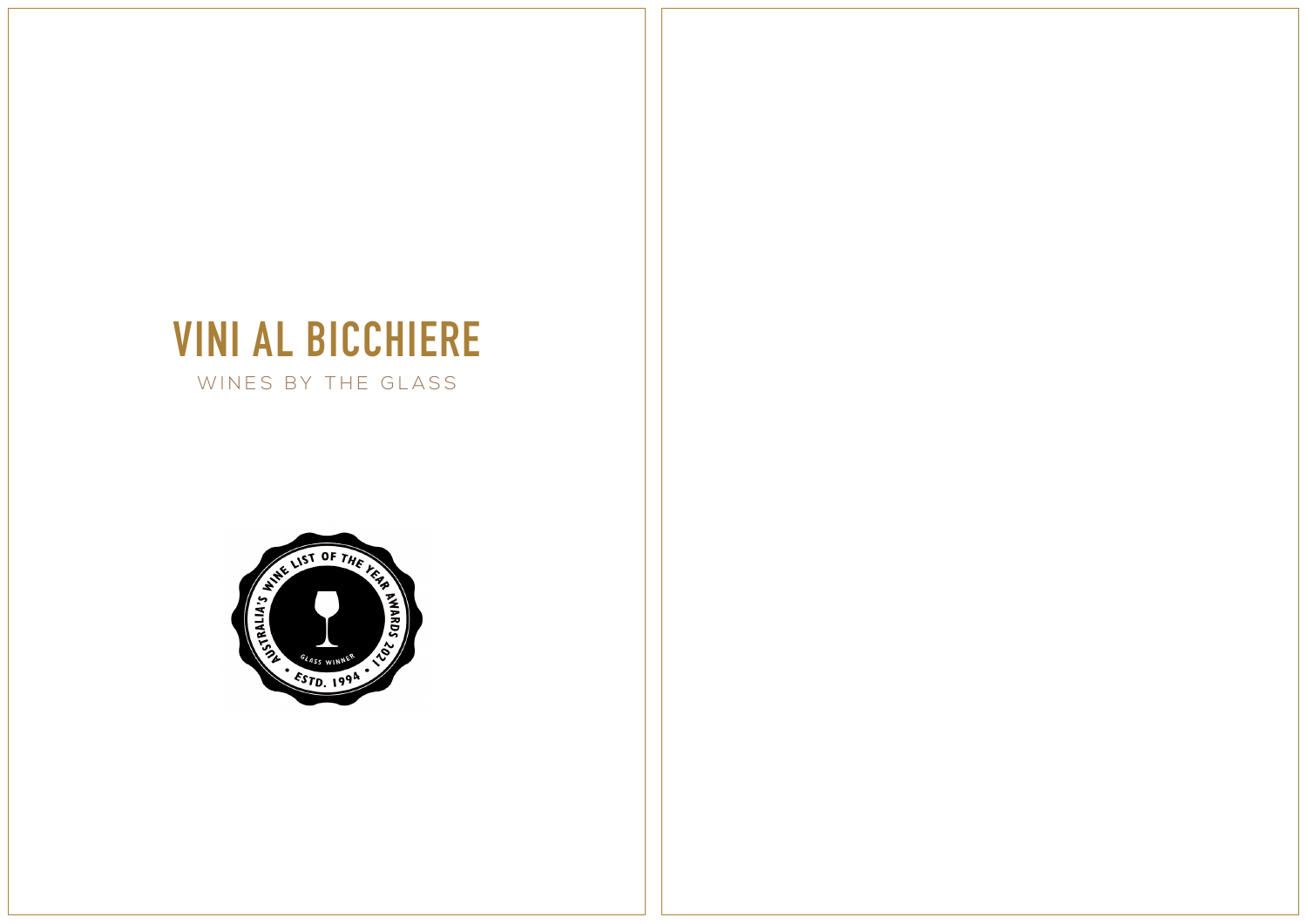# VINI AL BICCHIERE

WINES BY THE GLASS

AUSTRALIA'S WINE LIST OF THE YEAR AWARDS 2021

GLASS WINNER

• ESTD. 1994 •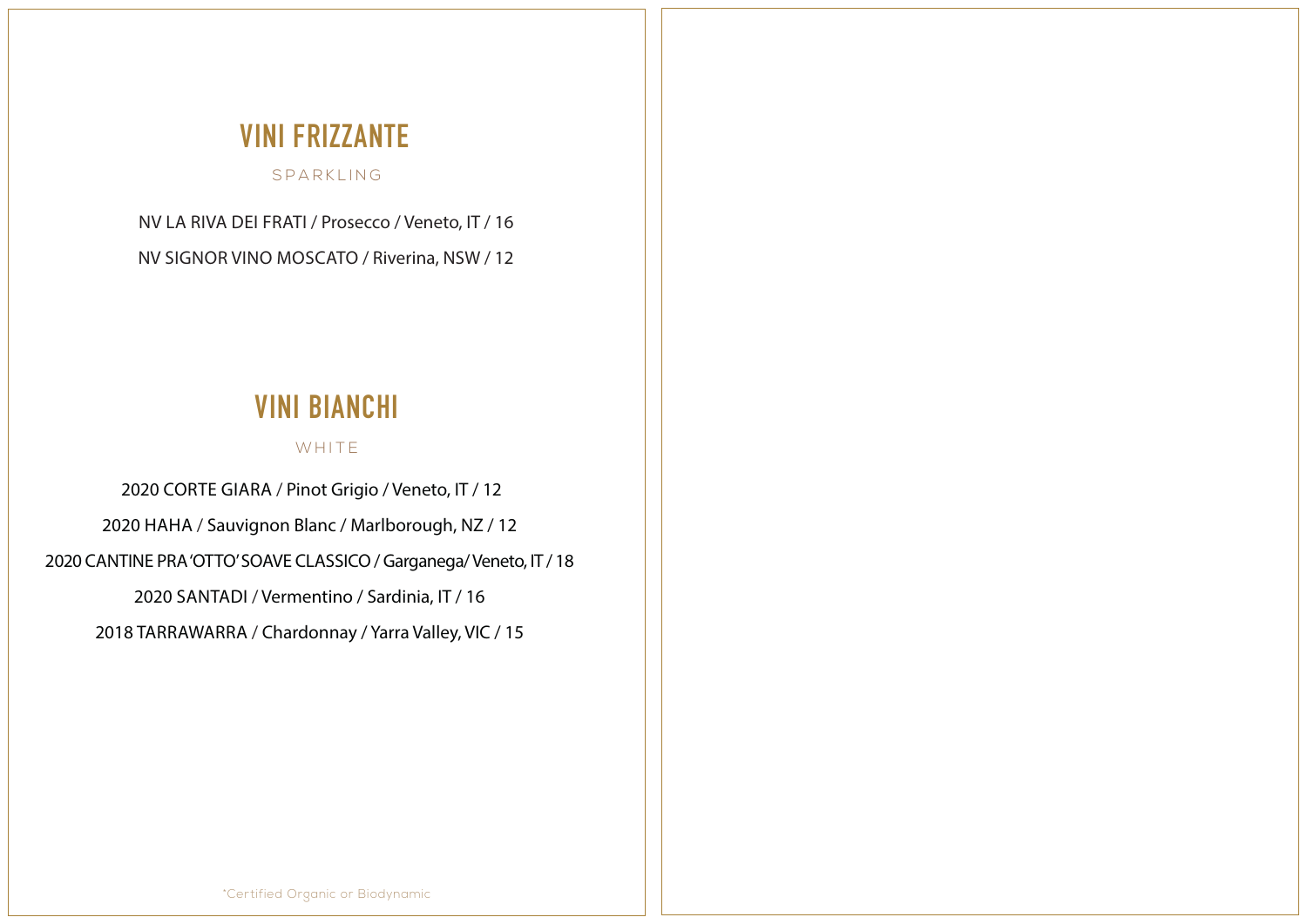## VINI FRIZZANTE

SPARKLING

NV LA RIVA DEI FRATI / Prosecco / Veneto, IT / 16

NV SIGNOR VINO MOSCATO / Riverina, NSW / 12

## VINI BIANCHI

WHITE

2020 CORTE GIARA / Pinot Grigio / Veneto, IT / 12

2020 HAHA / Sauvignon Blanc / Marlborough, NZ / 12

2020 CANTINE PRA 'OTTO' SOAVE CLASSICO / Garganega/ Veneto, IT / 18

2020 SANTADI / Vermentino / Sardinia, IT / 16

2018 TARRAWARRA / Chardonnay / Yarra Valley, VIC / 15

*Certified Organic or Biodynamic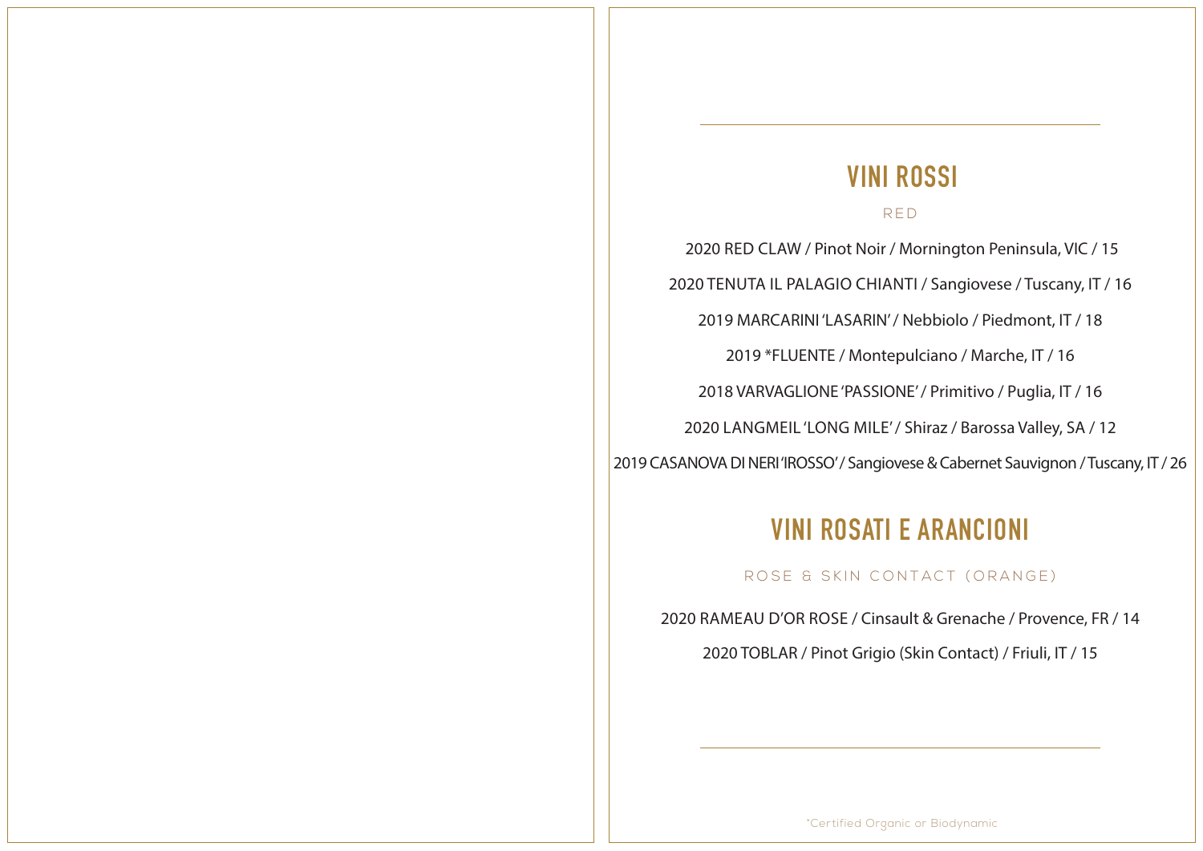## VINI ROSSI

RED

2020 RED CLAW / Pinot Noir / Mornington Peninsula, VIC / 15

2020 TENUTA IL PALAGIO CHIANTI / Sangiovese / Tuscany, IT / 16

2019 MARCARINI 'LASARIN' / Nebbiolo / Piedmont, IT / 18

2019 *FLUENTE / Montepulciano / Marche, IT / 16

2018 VARVAGLIONE 'PASSIONE' / Primitivo / Puglia, IT / 16

2020 LANGMEIL 'LONG MILE' / Shiraz / Barossa Valley, SA / 12

2019 CASANOVA DI NERI 'IROSSO' / Sangiovese & Cabernet Sauvignon / Tuscany, IT / 26

## VINI ROSATI E ARANCIONI

ROSE & SKIN CONTACT (ORANGE)

2020 RAMEAU D'OR ROSE / Cinsault & Grenache / Provence, FR / 14

2020 TOBLAR / Pinot Grigio (Skin Contact) / Friuli, IT / 15

*Certified Organic or Biodynamic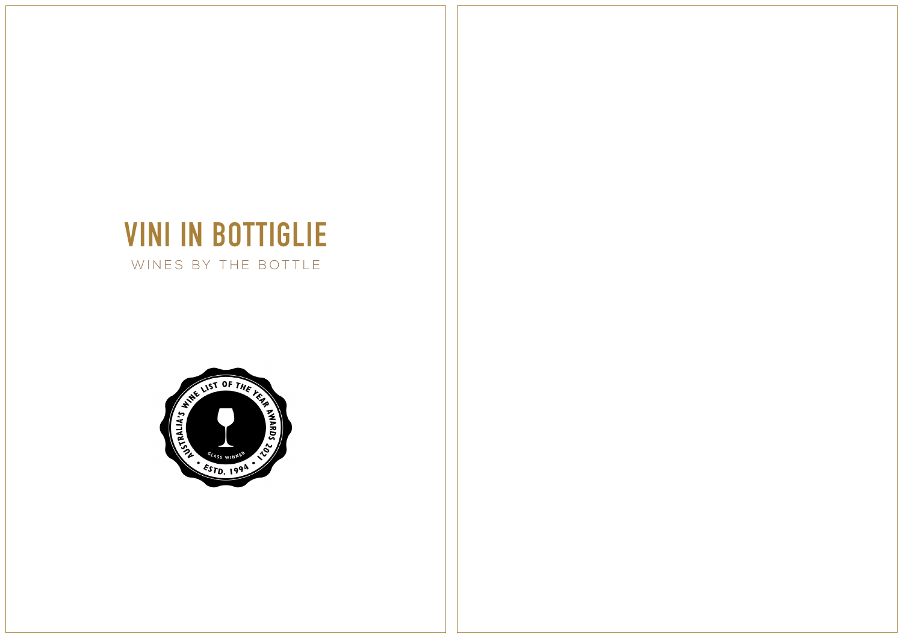# VINI IN BOTTIGLIE

WINES BY THE BOTTLE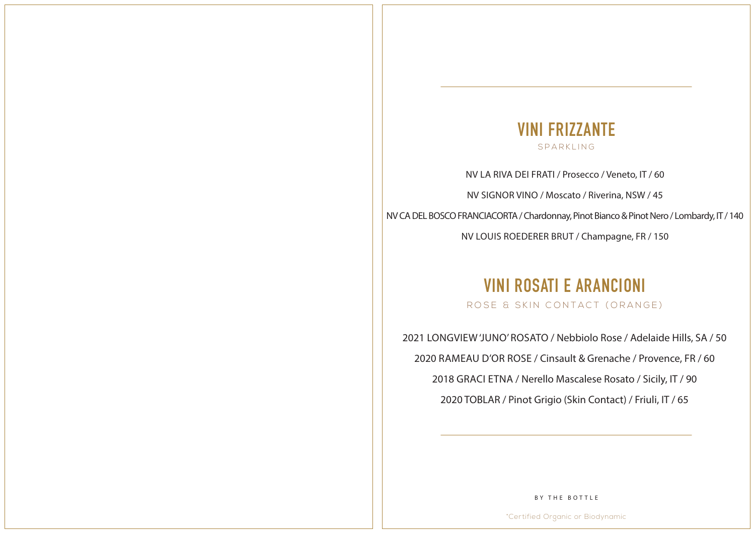## VINI FRIZZANTE

SPARKLING

NV LA RIVA DEI FRATI / Prosecco / Veneto, IT / 60

NV SIGNOR VINO / Moscato / Riverina, NSW / 45

NV CA DEL BOSCO FRANCIACORTA / Chardonnay, Pinot Bianco & Pinot Nero / Lombardy, IT / 140

NV LOUIS ROEDERER BRUT / Champagne, FR / 150

## VINI ROSATI E ARANCIONI

ROSE & SKIN CONTACT (ORANGE)

2021 LONGVIEW 'JUNO' ROSATO / Nebbiolo Rose / Adelaide Hills, SA / 50

2020 RAMEAU D'OR ROSE / Cinsault & Grenache / Provence, FR / 60

2018 GRACI ETNA / Nerello Mascalese Rosato / Sicily, IT / 90

2020 TOBLAR / Pinot Grigio (Skin Contact) / Friuli, IT / 65

BY THE BOTTLE

*Certified Organic or Biodynamic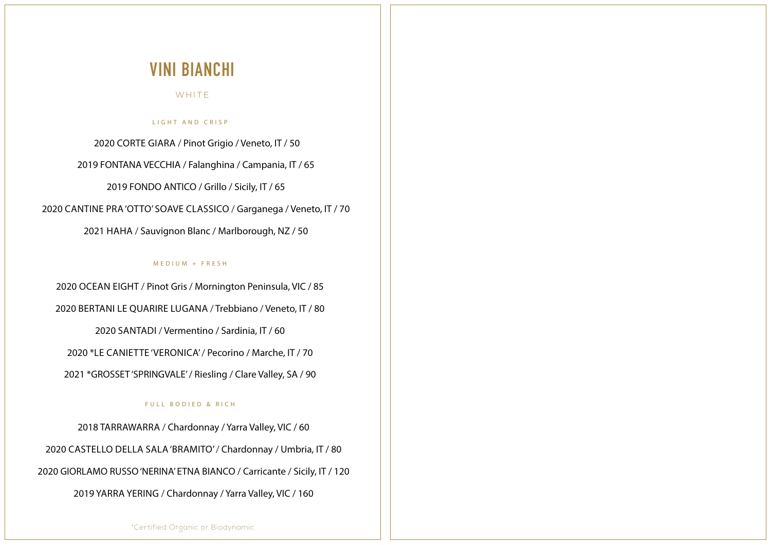# VINI BIANCHI

WHITE

### LIGHT AND CRISP

2020 CORTE GIARA / Pinot Grigio / Veneto, IT / 50

2019 FONTANA VECCHIA / Falanghina / Campania, IT / 65

2019 FONDO ANTICO / Grillo / Sicily, IT / 65

2020 CANTINE PRA 'OTTO' SOAVE CLASSICO / Garganega / Veneto, IT / 70

2021 HAHA / Sauvignon Blanc / Marlborough, NZ / 50

### MEDIUM + FRESH

2020 OCEAN EIGHT / Pinot Gris / Mornington Peninsula, VIC / 85

2020 BERTANI LE QUARIRE LUGANA / Trebbiano / Veneto, IT / 80

2020 SANTADI / Vermentino / Sardinia, IT / 60

2020 *LE CANIETTE 'VERONICA' / Pecorino / Marche, IT / 70

2021 *GROSSET 'SPRINGVALE' / Riesling / Clare Valley, SA / 90

### FULL BODIED & RICH

2018 TARRAWARRA / Chardonnay / Yarra Valley, VIC / 60

2020 CASTELLO DELLA SALA 'BRAMITO' / Chardonnay / Umbria, IT / 80

2020 GIORLAMO RUSSO 'NERINA' ETNA BIANCO / Carricante / Sicily, IT / 120

2019 YARRA YERING / Chardonnay / Yarra Valley, VIC / 160

*Certified Organic or Biodynamic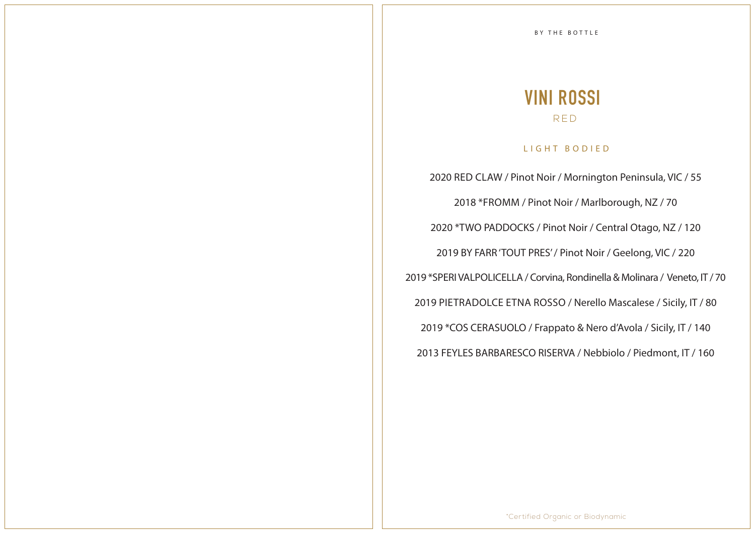BY THE BOTTLE

# VINI ROSSI

RED

## LIGHT BODIED

2020 RED CLAW / Pinot Noir / Mornington Peninsula, VIC / 55

2018 *FROMM / Pinot Noir / Marlborough, NZ / 70

2020 *TWO PADDOCKS / Pinot Noir / Central Otago, NZ / 120

2019 BY FARR 'TOUT PRES' / Pinot Noir / Geelong, VIC / 220

2019 *SPERI VALPOLICELLA / Corvina, Rondinella & Molinara / Veneto, IT / 70

2019 PIETRADOLCE ETNA ROSSO / Nerello Mascalese / Sicily, IT / 80

2019 *COS CERASUOLO / Frappato & Nero d'Avola / Sicily, IT / 140

2013 FEYLES BARBARESCO RISERVA / Nebbiolo / Piedmont, IT / 160

*Certified Organic or Biodynamic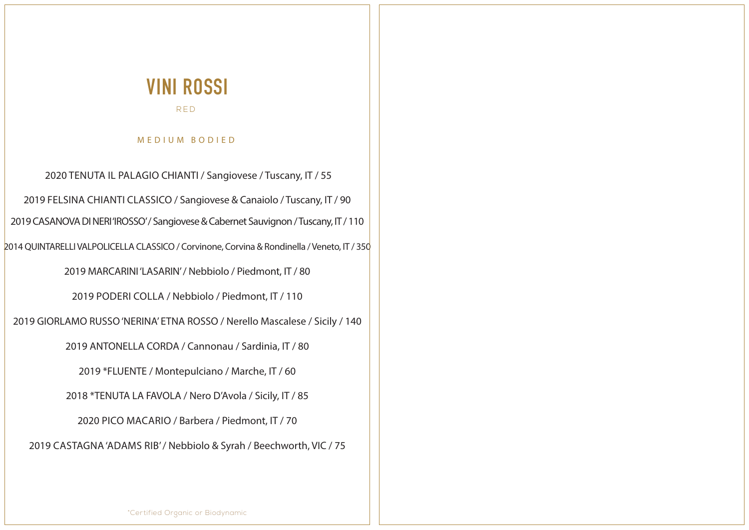# VINI ROSSI

RED

## MEDIUM BODIED

2020 TENUTA IL PALAGIO CHIANTI / Sangiovese / Tuscany, IT / 55

2019 FELSINA CHIANTI CLASSICO / Sangiovese & Canaiolo / Tuscany, IT / 90

2019 CASANOVA DI NERI 'IROSSO' / Sangiovese & Cabernet Sauvignon / Tuscany, IT / 110

2014 QUINTARELLI VALPOLICELLA CLASSICO / Corvinone, Corvina & Rondinella / Veneto, IT / 350

2019 MARCARINI 'LASARIN' / Nebbiolo / Piedmont, IT / 80

2019 PODERI COLLA / Nebbiolo / Piedmont, IT / 110

2019 GIORLAMO RUSSO 'NERINA' ETNA ROSSO / Nerello Mascalese / Sicily / 140

2019 ANTONELLA CORDA / Cannonau / Sardinia, IT / 80

2019 *FLUENTE / Montepulciano / Marche, IT / 60

2018 *TENUTA LA FAVOLA / Nero D'Avola / Sicily, IT / 85

2020 PICO MACARIO / Barbera / Piedmont, IT / 70

2019 CASTAGNA 'ADAMS RIB' / Nebbiolo & Syrah / Beechworth, VIC / 75

*Certified Organic or Biodynamic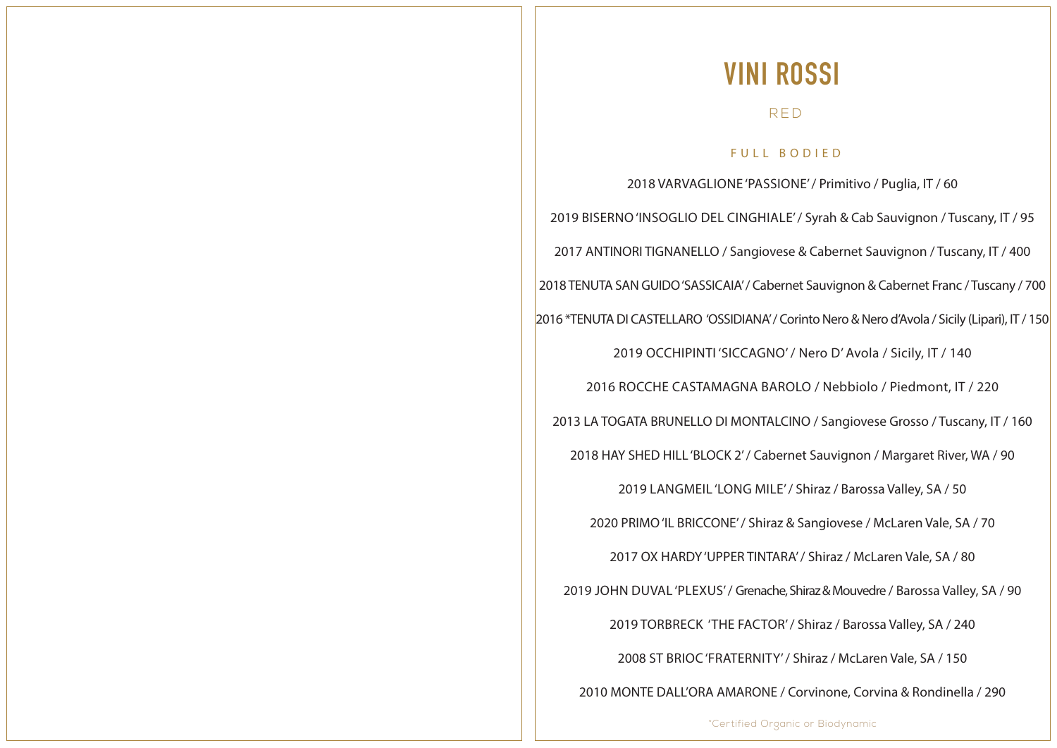# VINI ROSSI

## RED

### FULL BODIED

2018 VARVAGLIONE 'PASSIONE' / Primitivo / Puglia, IT / 60

2019 BISERNO 'INSOGLIO DEL CINGHIALE' / Syrah & Cab Sauvignon / Tuscany, IT / 95

2017 ANTINORI TIGNANELLO / Sangiovese & Cabernet Sauvignon / Tuscany, IT / 400

2018 TENUTA SAN GUIDO 'SASSICAIA' / Cabernet Sauvignon & Cabernet Franc / Tuscany / 700

2016 *TENUTA DI CASTELLARO 'OSSIDIANA' / Corinto Nero & Nero d'Avola / Sicily (Lipari), IT / 150

2019 OCCHIPINTI 'SICCAGNO' / Nero D' Avola / Sicily, IT / 140

2016 ROCCHE CASTAMAGNA BAROLO / Nebbiolo / Piedmont, IT / 220

2013 LA TOGATA BRUNELLO DI MONTALCINO / Sangiovese Grosso / Tuscany, IT / 160

2018 HAY SHED HILL 'BLOCK 2' / Cabernet Sauvignon / Margaret River, WA / 90

2019 LANGMEIL 'LONG MILE' / Shiraz / Barossa Valley, SA / 50

2020 PRIMO 'IL BRICCONE' / Shiraz & Sangiovese / McLaren Vale, SA / 70

2017 OX HARDY 'UPPER TINTARA' / Shiraz / McLaren Vale, SA / 80

2019 JOHN DUVAL 'PLEXUS' / Grenache, Shiraz & Mouvedre / Barossa Valley, SA / 90

2019 TORBRECK 'THE FACTOR' / Shiraz / Barossa Valley, SA / 240

2008 ST BRIOC 'FRATERNITY' / Shiraz / McLaren Vale, SA / 150

2010 MONTE DALL'ORA AMARONE / Corvinone, Corvina & Rondinella / 290

*Certified Organic or Biodynamic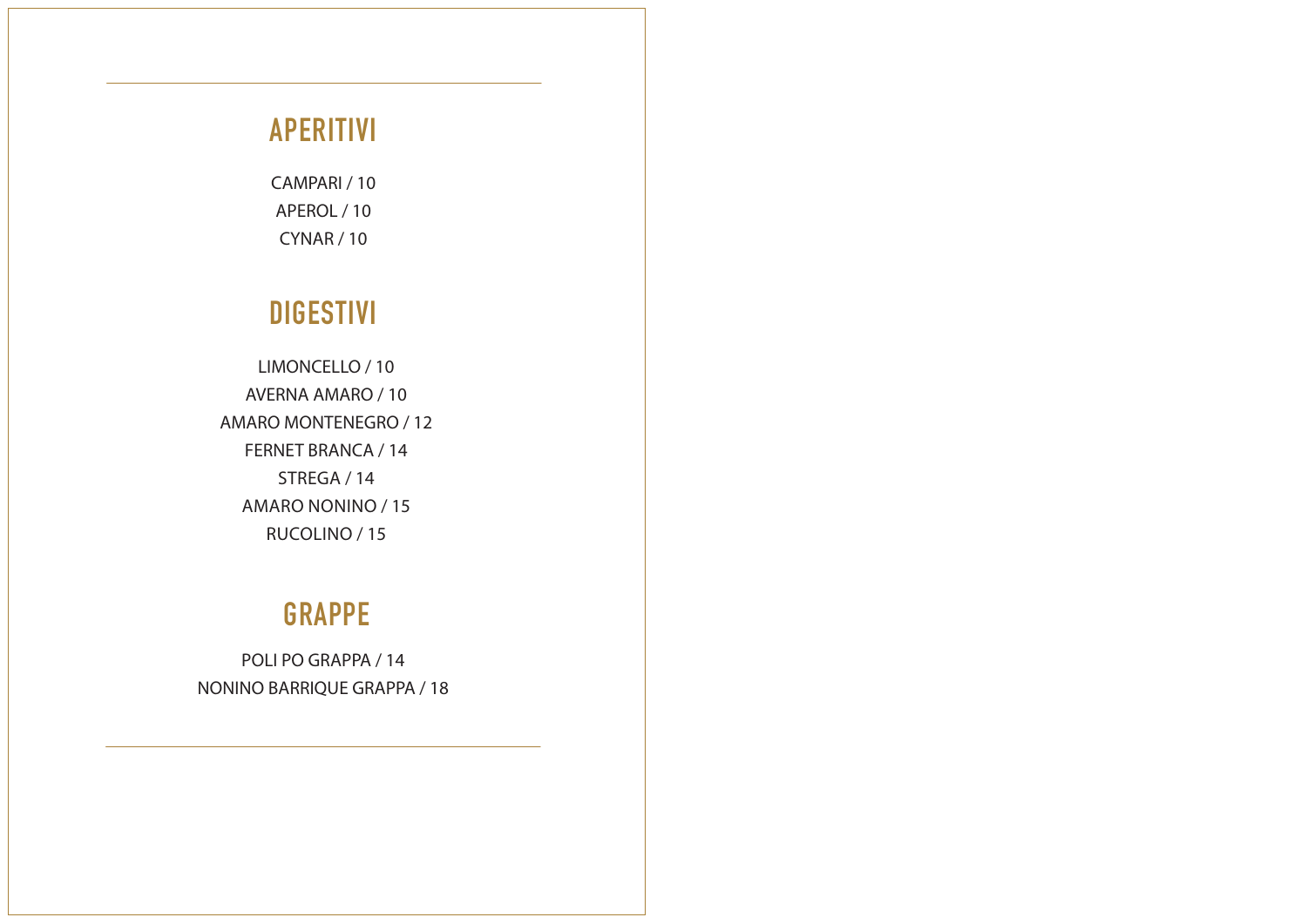## APERITIVI

CAMPARI / 10

APEROL / 10

CYNAR / 10

## DIGESTIVI

LIMONCELLO / 10

AVERNA AMARO / 10

AMARO MONTENEGRO / 12

FERNET BRANCA / 14

STREGA / 14

AMARO NONINO / 15

RUCOLINO / 15

## GRAPPE

POLI PO GRAPPA / 14

NONINO BARRIQUE GRAPPA / 18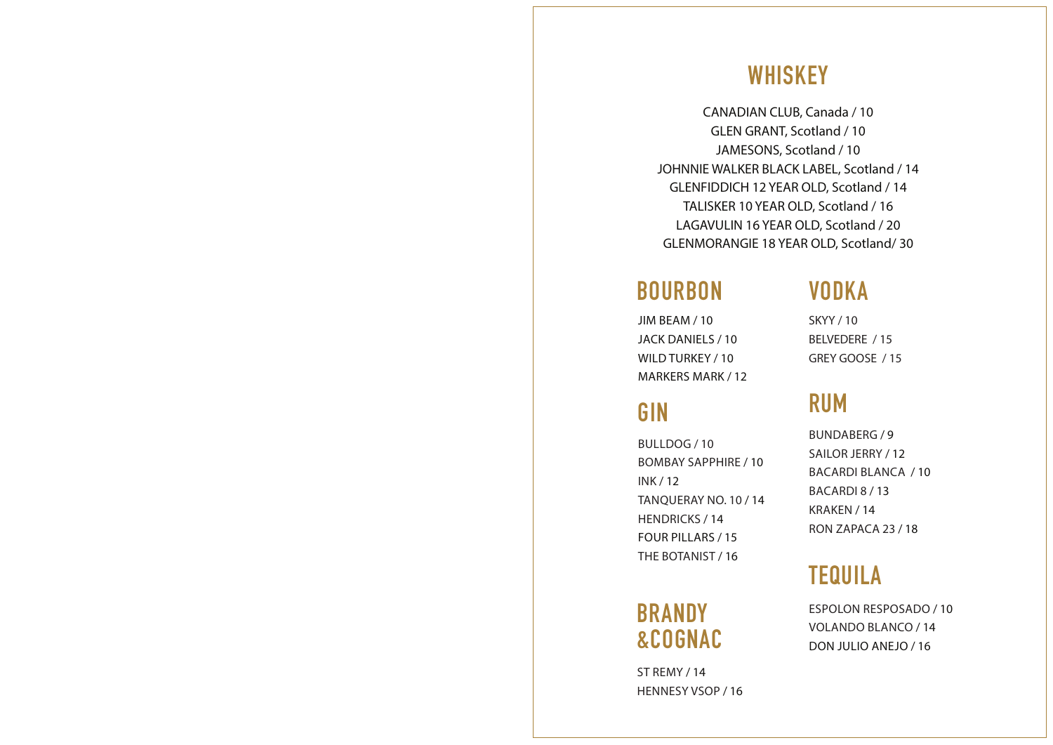## WHISKEY

CANADIAN CLUB, Canada / 10
GLEN GRANT, Scotland / 10
JAMESONS, Scotland / 10
JOHNNIE WALKER BLACK LABEL, Scotland / 14
GLENFIDDICH 12 YEAR OLD, Scotland / 14
TALISKER 10 YEAR OLD, Scotland / 16
LAGAVULIN 16 YEAR OLD, Scotland / 20
GLENMORANGIE 18 YEAR OLD, Scotland/ 30

## BOURBON

JIM BEAM / 10
JACK DANIELS / 10
WILD TURKEY / 10
MARKERS MARK / 12

## GIN

BULLDOG / 10
BOMBAY SAPPHIRE / 10
INK / 12
TANQUERAY NO. 10 / 14
HENDRICKS / 14
FOUR PILLARS / 15
THE BOTANIST / 16

## BRANDY &COGNAC

ST REMY / 14
HENNESY VSOP / 16

## VODKA

SKYY / 10
BELVEDERE / 15
GREY GOOSE / 15

## RUM

BUNDABERG / 9
SAILOR JERRY / 12
BACARDI BLANCA / 10
BACARDI 8 / 13
KRAKEN / 14
RON ZAPACA 23 / 18

## TEQUILA

ESPOLON RESPOSADO / 10
VOLANDO BLANCO / 14
DON JULIO ANEJO / 16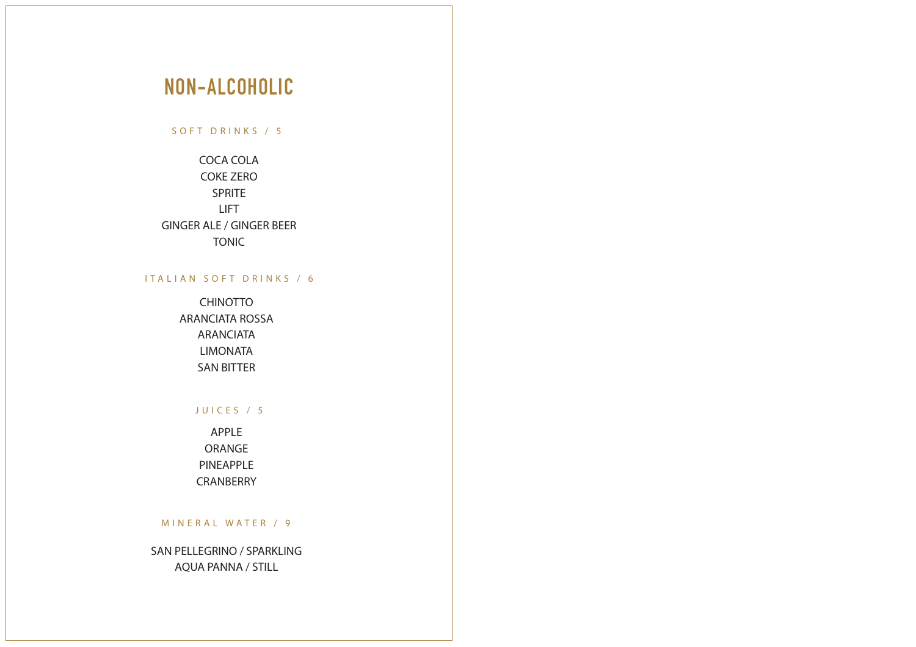# NON-ALCOHOLIC

## SOFT DRINKS / 5

COCA COLA
COKE ZERO
SPRITE
LIFT
GINGER ALE / GINGER BEER
TONIC

## ITALIAN SOFT DRINKS / 6

CHINOTTO
ARANCIATA ROSSA
ARANCIATA
LIMONATA
SAN BITTER

## JUICES / 5

APPLE
ORANGE
PINEAPPLE
CRANBERRY

## MINERAL WATER / 9

SAN PELLEGRINO / SPARKLING
AQUA PANNA / STILL